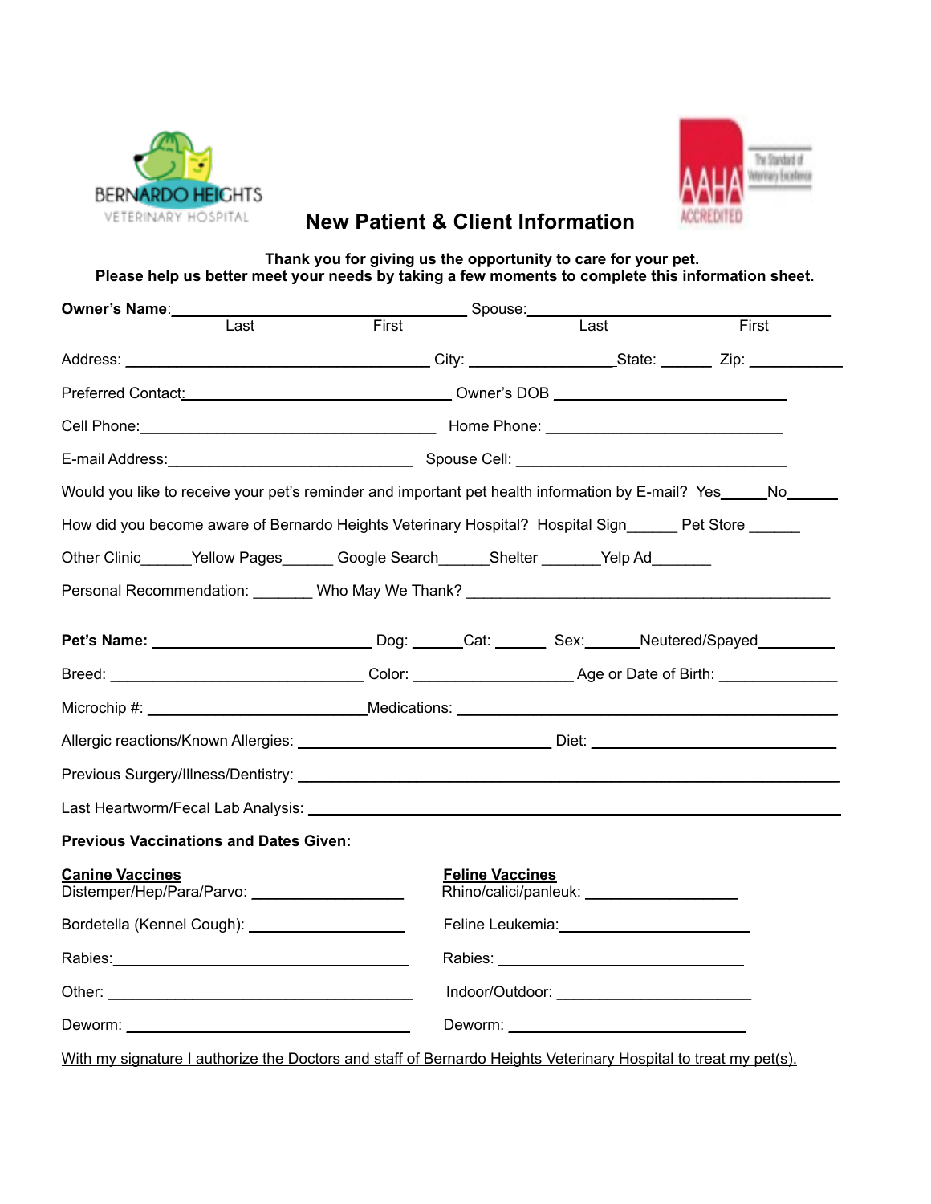BERNARDO HEIGHTS
VETERINARY HOSPITAL

AAHA ACCREDITED — The Standard of Veterinary Excellence

# New Patient & Client Information

**Thank you for giving us the opportunity to care for your pet.**
**Please help us better meet your needs by taking a few moments to complete this information sheet.**

**Owner's Name:**________________________________ Spouse:________________________________
Last First Last First

Address: ________________________________ City: ________________State: ______ Zip: ___________

Preferred Contact:______________________________ Owner's DOB ___________________________

Cell Phone:________________________________ Home Phone: ___________________________

E-mail Address:___________________________ Spouse Cell: ________________________________

Would you like to receive your pet's reminder and important pet health information by E-mail? Yes_____No______

How did you become aware of Bernardo Heights Veterinary Hospital? Hospital Sign______ Pet Store ______

Other Clinic______Yellow Pages______ Google Search______Shelter _______Yelp Ad_______

Personal Recommendation: _______ Who May We Thank? ________________________________________

**Pet's Name:** _________________________ Dog: ______Cat: ______ Sex:______Neutered/Spayed_________

Breed: ____________________________ Color: __________________ Age or Date of Birth: _____________

Microchip #: _________________________Medications: ________________________________________

Allergic reactions/Known Allergies: _____________________________ Diet: ___________________________

Previous Surgery/Illness/Dentistry: _____________________________________________________________

Last Heartworm/Fecal Lab Analysis: ____________________________________________________________

**Previous Vaccinations and Dates Given:**

**Canine Vaccines**
Distemper/Hep/Para/Parvo: _________________

Bordetella (Kennel Cough): _________________

Rabies:__________________________________

Other: __________________________________

Deworm: ________________________________

**Feline Vaccines**
Rhino/calici/panleuk: _________________

Feline Leukemia:______________________

Rabies: ____________________________

Indoor/Outdoor: ______________________

Deworm: ___________________________

With my signature I authorize the Doctors and staff of Bernardo Heights Veterinary Hospital to treat my pet(s).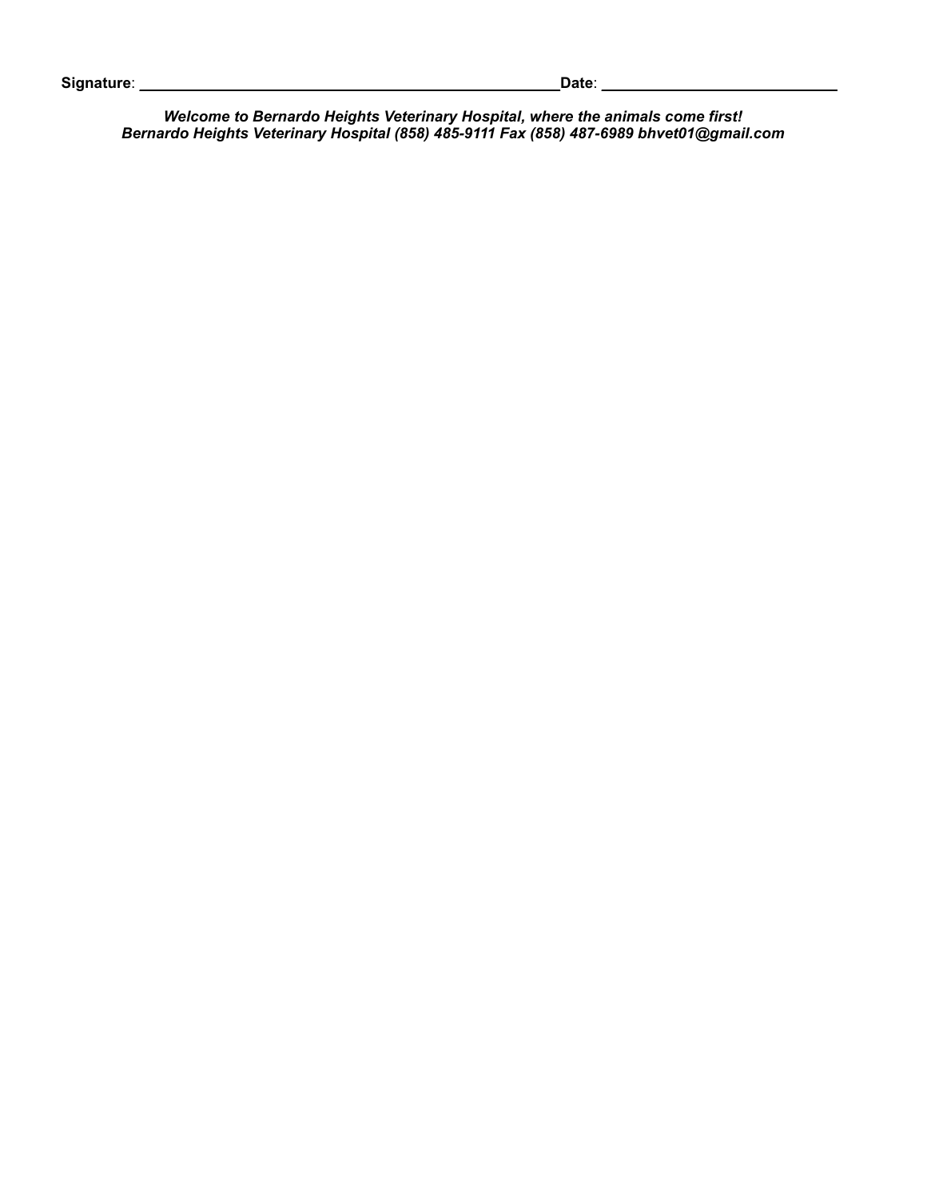**Signature**: ____________________________________________ **Date**: ________________________

***Welcome to Bernardo Heights Veterinary Hospital, where the animals come first!***
***Bernardo Heights Veterinary Hospital (858) 485-9111 Fax (858) 487-6989 bhvet01@gmail.com***